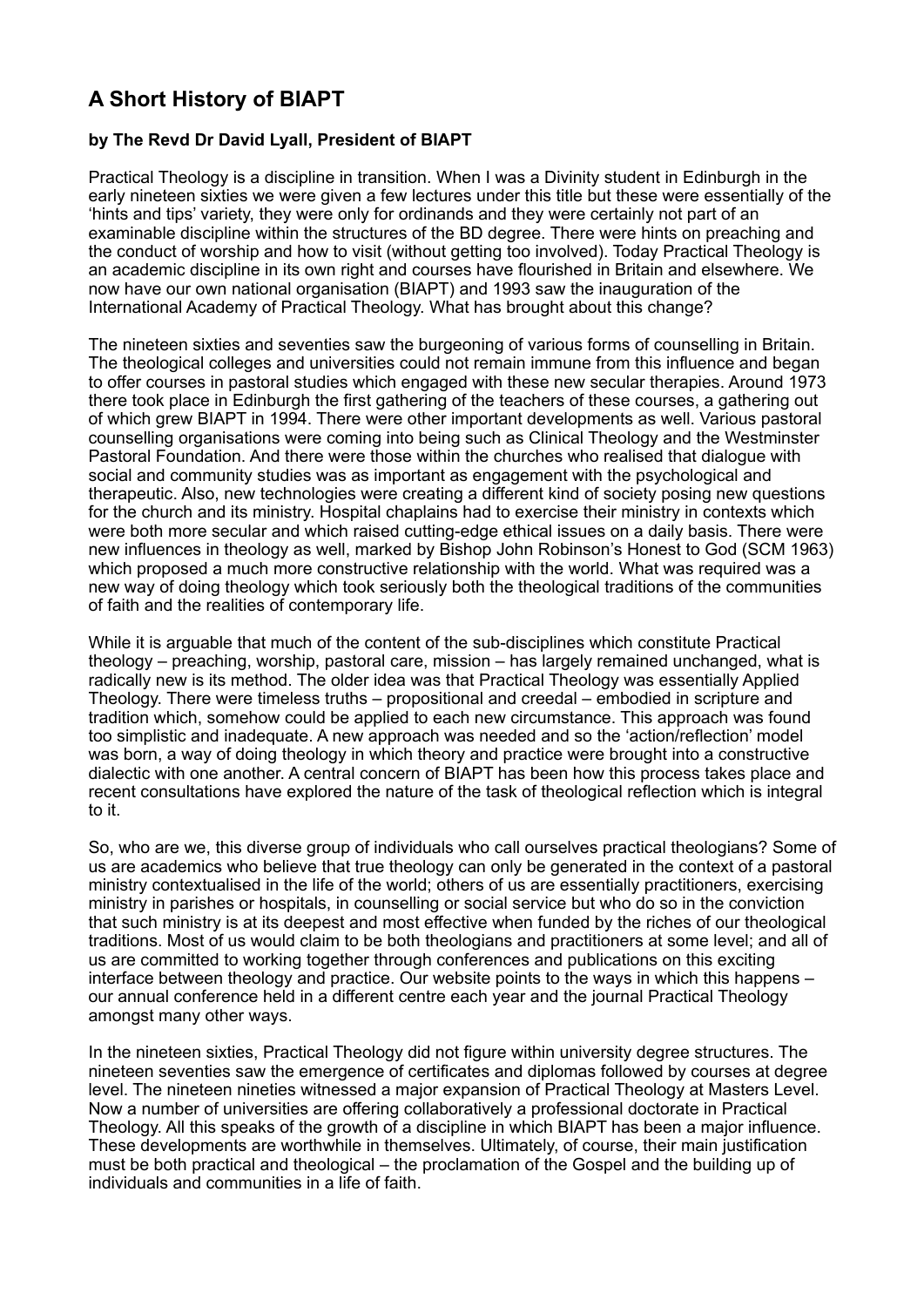# A Short History of BIAPT

**by The Revd Dr David Lyall, President of BIAPT**

Practical Theology is a discipline in transition. When I was a Divinity student in Edinburgh in the early nineteen sixties we were given a few lectures under this title but these were essentially of the 'hints and tips' variety, they were only for ordinands and they were certainly not part of an examinable discipline within the structures of the BD degree. There were hints on preaching and the conduct of worship and how to visit (without getting too involved). Today Practical Theology is an academic discipline in its own right and courses have flourished in Britain and elsewhere. We now have our own national organisation (BIAPT) and 1993 saw the inauguration of the International Academy of Practical Theology. What has brought about this change?

The nineteen sixties and seventies saw the burgeoning of various forms of counselling in Britain. The theological colleges and universities could not remain immune from this influence and began to offer courses in pastoral studies which engaged with these new secular therapies. Around 1973 there took place in Edinburgh the first gathering of the teachers of these courses, a gathering out of which grew BIAPT in 1994. There were other important developments as well. Various pastoral counselling organisations were coming into being such as Clinical Theology and the Westminster Pastoral Foundation. And there were those within the churches who realised that dialogue with social and community studies was as important as engagement with the psychological and therapeutic. Also, new technologies were creating a different kind of society posing new questions for the church and its ministry. Hospital chaplains had to exercise their ministry in contexts which were both more secular and which raised cutting-edge ethical issues on a daily basis. There were new influences in theology as well, marked by Bishop John Robinson's Honest to God (SCM 1963) which proposed a much more constructive relationship with the world. What was required was a new way of doing theology which took seriously both the theological traditions of the communities of faith and the realities of contemporary life.

While it is arguable that much of the content of the sub-disciplines which constitute Practical theology – preaching, worship, pastoral care, mission – has largely remained unchanged, what is radically new is its method. The older idea was that Practical Theology was essentially Applied Theology. There were timeless truths – propositional and creedal – embodied in scripture and tradition which, somehow could be applied to each new circumstance. This approach was found too simplistic and inadequate. A new approach was needed and so the 'action/reflection' model was born, a way of doing theology in which theory and practice were brought into a constructive dialectic with one another. A central concern of BIAPT has been how this process takes place and recent consultations have explored the nature of the task of theological reflection which is integral to it.

So, who are we, this diverse group of individuals who call ourselves practical theologians? Some of us are academics who believe that true theology can only be generated in the context of a pastoral ministry contextualised in the life of the world; others of us are essentially practitioners, exercising ministry in parishes or hospitals, in counselling or social service but who do so in the conviction that such ministry is at its deepest and most effective when funded by the riches of our theological traditions. Most of us would claim to be both theologians and practitioners at some level; and all of us are committed to working together through conferences and publications on this exciting interface between theology and practice. Our website points to the ways in which this happens – our annual conference held in a different centre each year and the journal Practical Theology amongst many other ways.

In the nineteen sixties, Practical Theology did not figure within university degree structures. The nineteen seventies saw the emergence of certificates and diplomas followed by courses at degree level. The nineteen nineties witnessed a major expansion of Practical Theology at Masters Level. Now a number of universities are offering collaboratively a professional doctorate in Practical Theology. All this speaks of the growth of a discipline in which BIAPT has been a major influence. These developments are worthwhile in themselves. Ultimately, of course, their main justification must be both practical and theological – the proclamation of the Gospel and the building up of individuals and communities in a life of faith.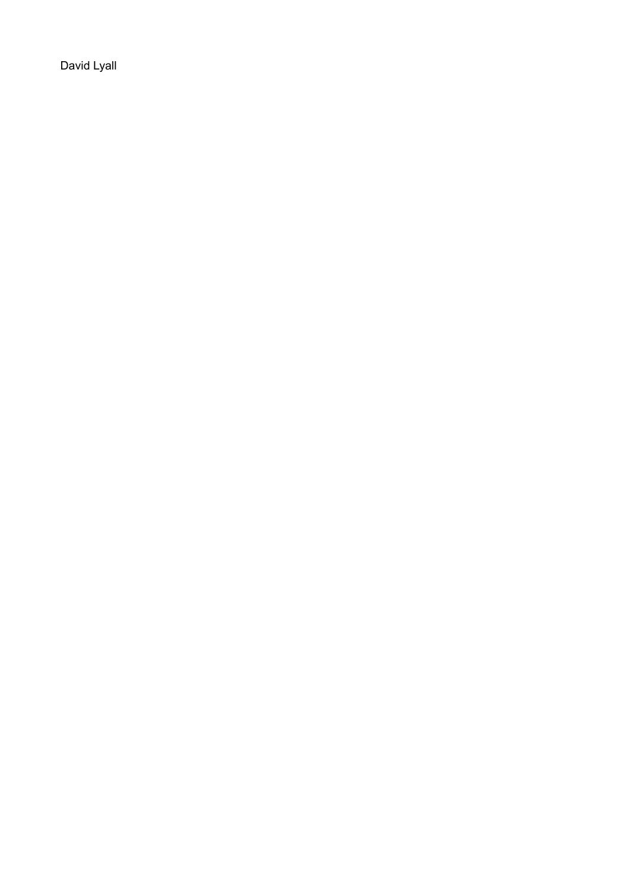David Lyall